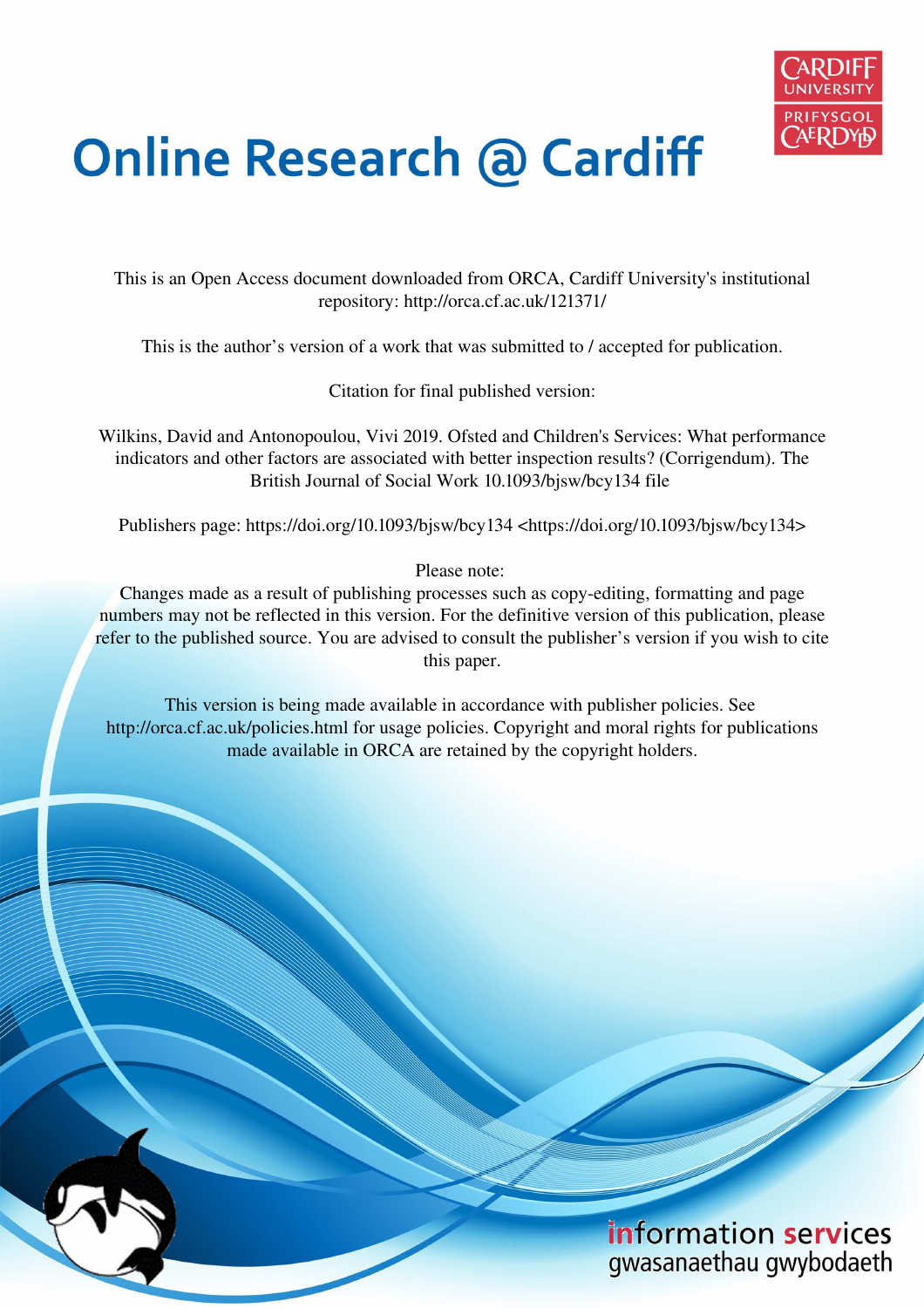# Online Research @ Cardiff

This is an Open Access document downloaded from ORCA, Cardiff University's institutional repository: http://orca.cf.ac.uk/121371/

This is the author's version of a work that was submitted to / accepted for publication.

Citation for final published version:

Wilkins, David and Antonopoulou, Vivi 2019. Ofsted and Children's Services: What performance indicators and other factors are associated with better inspection results? (Corrigendum). The British Journal of Social Work 10.1093/bjsw/bcy134 file

Publishers page: https://doi.org/10.1093/bjsw/bcy134 <https://doi.org/10.1093/bjsw/bcy134>

Please note:
Changes made as a result of publishing processes such as copy-editing, formatting and page numbers may not be reflected in this version. For the definitive version of this publication, please refer to the published source. You are advised to consult the publisher's version if you wish to cite this paper.

This version is being made available in accordance with publisher policies. See http://orca.cf.ac.uk/policies.html for usage policies. Copyright and moral rights for publications made available in ORCA are retained by the copyright holders.

information services
gwasanaethau gwybodaeth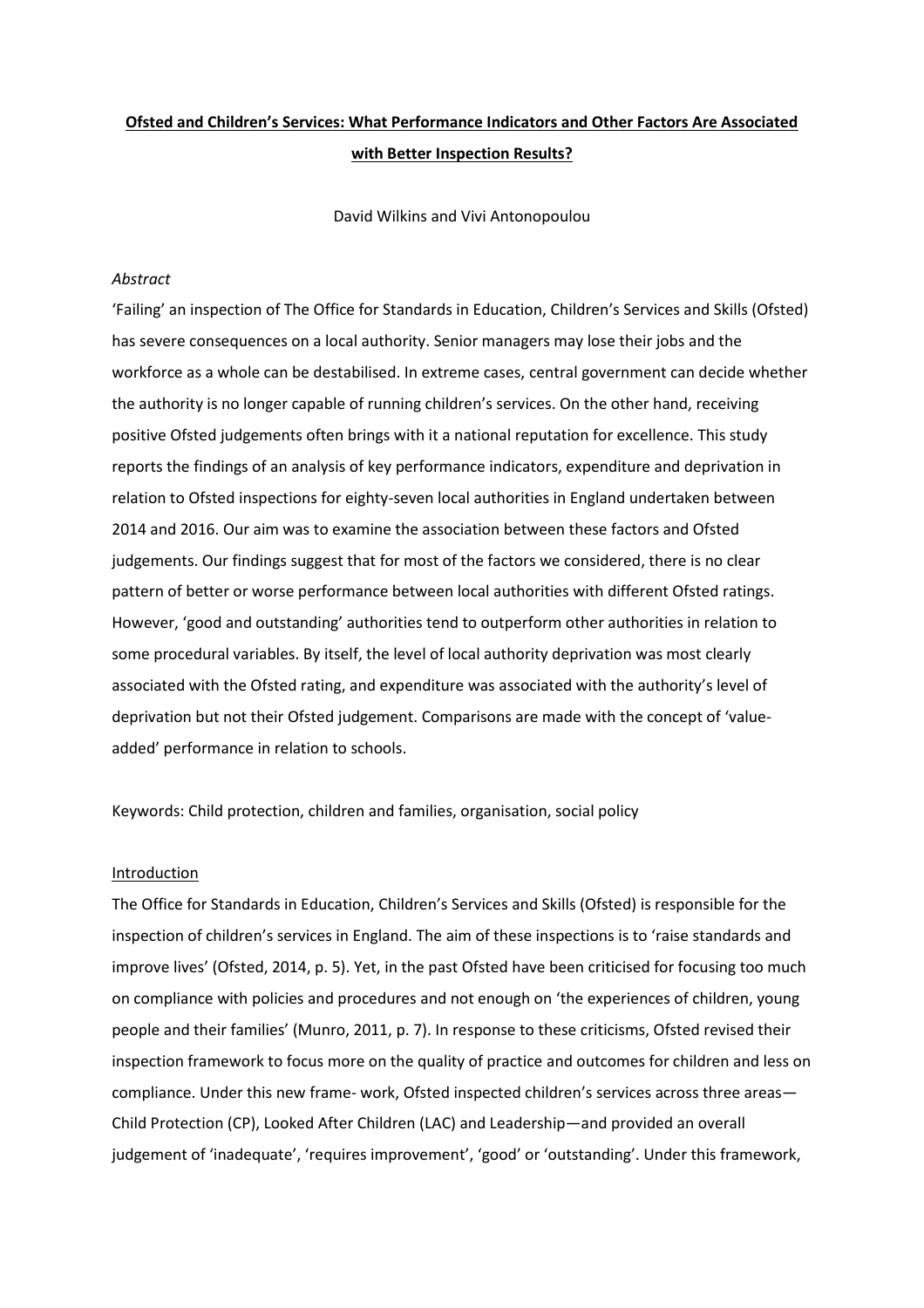**Ofsted and Children's Services: What Performance Indicators and Other Factors Are Associated with Better Inspection Results?**

David Wilkins and Vivi Antonopoulou

*Abstract*

'Failing' an inspection of The Office for Standards in Education, Children's Services and Skills (Ofsted) has severe consequences on a local authority. Senior managers may lose their jobs and the workforce as a whole can be destabilised. In extreme cases, central government can decide whether the authority is no longer capable of running children's services. On the other hand, receiving positive Ofsted judgements often brings with it a national reputation for excellence. This study reports the findings of an analysis of key performance indicators, expenditure and deprivation in relation to Ofsted inspections for eighty-seven local authorities in England undertaken between 2014 and 2016. Our aim was to examine the association between these factors and Ofsted judgements. Our findings suggest that for most of the factors we considered, there is no clear pattern of better or worse performance between local authorities with different Ofsted ratings. However, 'good and outstanding' authorities tend to outperform other authorities in relation to some procedural variables. By itself, the level of local authority deprivation was most clearly associated with the Ofsted rating, and expenditure was associated with the authority's level of deprivation but not their Ofsted judgement. Comparisons are made with the concept of 'value-added' performance in relation to schools.

Keywords: Child protection, children and families, organisation, social policy

## Introduction

The Office for Standards in Education, Children's Services and Skills (Ofsted) is responsible for the inspection of children's services in England. The aim of these inspections is to 'raise standards and improve lives' (Ofsted, 2014, p. 5). Yet, in the past Ofsted have been criticised for focusing too much on compliance with policies and procedures and not enough on 'the experiences of children, young people and their families' (Munro, 2011, p. 7). In response to these criticisms, Ofsted revised their inspection framework to focus more on the quality of practice and outcomes for children and less on compliance. Under this new frame- work, Ofsted inspected children's services across three areas—Child Protection (CP), Looked After Children (LAC) and Leadership—and provided an overall judgement of 'inadequate', 'requires improvement', 'good' or 'outstanding'. Under this framework,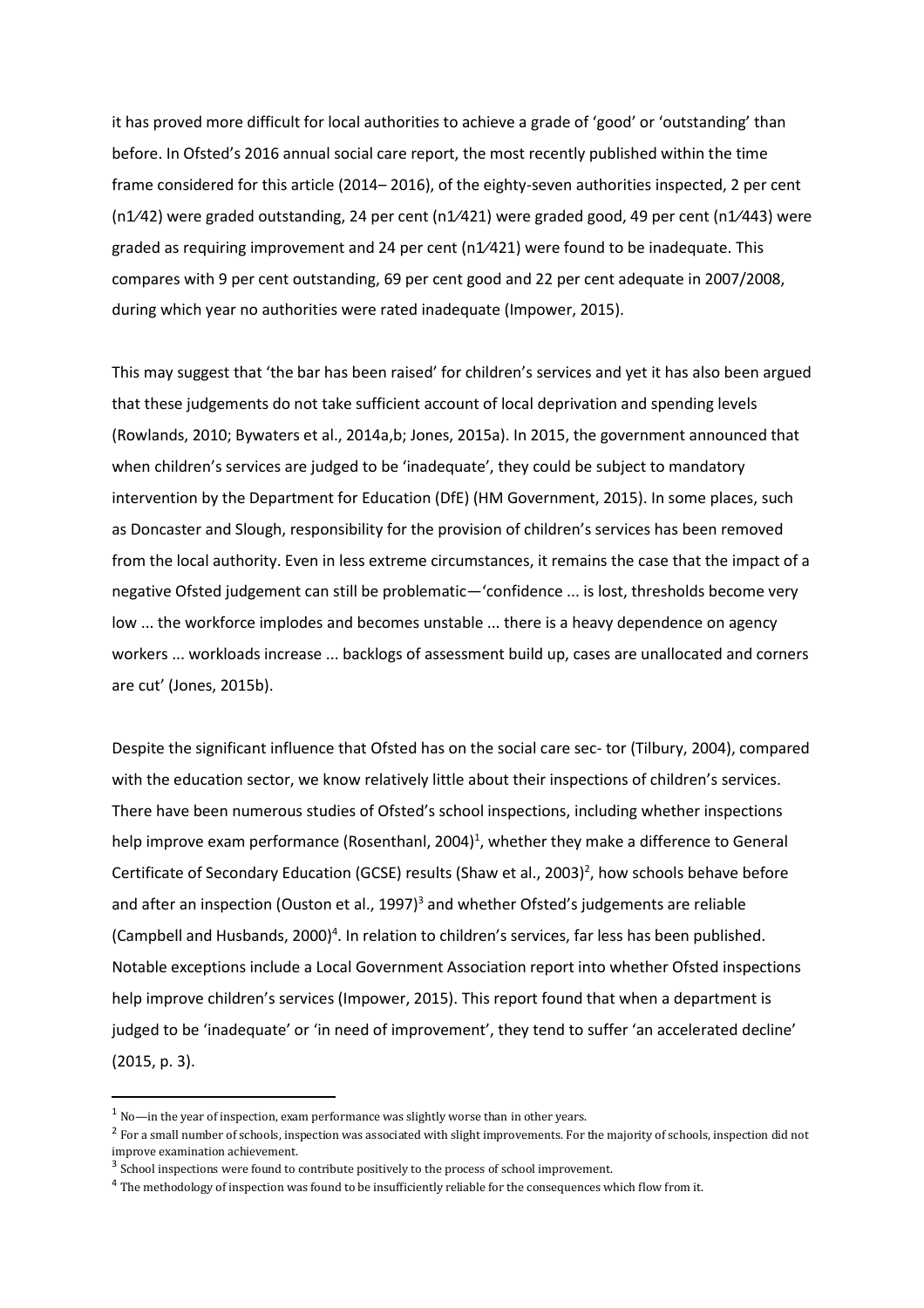it has proved more difficult for local authorities to achieve a grade of 'good' or 'outstanding' than before. In Ofsted's 2016 annual social care report, the most recently published within the time frame considered for this article (2014– 2016), of the eighty-seven authorities inspected, 2 per cent (n1⁄42) were graded outstanding, 24 per cent (n1⁄421) were graded good, 49 per cent (n1⁄443) were graded as requiring improvement and 24 per cent (n1⁄421) were found to be inadequate. This compares with 9 per cent outstanding, 69 per cent good and 22 per cent adequate in 2007/2008, during which year no authorities were rated inadequate (Impower, 2015).

This may suggest that 'the bar has been raised' for children's services and yet it has also been argued that these judgements do not take sufficient account of local deprivation and spending levels (Rowlands, 2010; Bywaters et al., 2014a,b; Jones, 2015a). In 2015, the government announced that when children's services are judged to be 'inadequate', they could be subject to mandatory intervention by the Department for Education (DfE) (HM Government, 2015). In some places, such as Doncaster and Slough, responsibility for the provision of children's services has been removed from the local authority. Even in less extreme circumstances, it remains the case that the impact of a negative Ofsted judgement can still be problematic—'confidence ... is lost, thresholds become very low ... the workforce implodes and becomes unstable ... there is a heavy dependence on agency workers ... workloads increase ... backlogs of assessment build up, cases are unallocated and corners are cut' (Jones, 2015b).

Despite the significant influence that Ofsted has on the social care sec- tor (Tilbury, 2004), compared with the education sector, we know relatively little about their inspections of children's services. There have been numerous studies of Ofsted's school inspections, including whether inspections help improve exam performance (Rosenthanl, 2004)[1], whether they make a difference to General Certificate of Secondary Education (GCSE) results (Shaw et al., 2003)[2], how schools behave before and after an inspection (Ouston et al., 1997)[3] and whether Ofsted's judgements are reliable (Campbell and Husbands, 2000)[4]. In relation to children's services, far less has been published. Notable exceptions include a Local Government Association report into whether Ofsted inspections help improve children's services (Impower, 2015). This report found that when a department is judged to be 'inadequate' or 'in need of improvement', they tend to suffer 'an accelerated decline' (2015, p. 3).

[1] No—in the year of inspection, exam performance was slightly worse than in other years.

[2] For a small number of schools, inspection was associated with slight improvements. For the majority of schools, inspection did not improve examination achievement.

[3] School inspections were found to contribute positively to the process of school improvement.

[4] The methodology of inspection was found to be insufficiently reliable for the consequences which flow from it.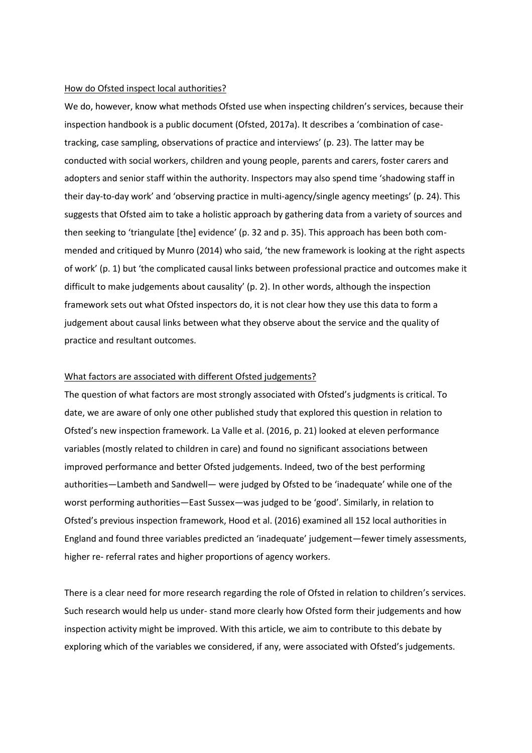## How do Ofsted inspect local authorities?

We do, however, know what methods Ofsted use when inspecting children's services, because their inspection handbook is a public document (Ofsted, 2017a). It describes a 'combination of case-tracking, case sampling, observations of practice and interviews' (p. 23). The latter may be conducted with social workers, children and young people, parents and carers, foster carers and adopters and senior staff within the authority. Inspectors may also spend time 'shadowing staff in their day-to-day work' and 'observing practice in multi-agency/single agency meetings' (p. 24). This suggests that Ofsted aim to take a holistic approach by gathering data from a variety of sources and then seeking to 'triangulate [the] evidence' (p. 32 and p. 35). This approach has been both commended and critiqued by Munro (2014) who said, 'the new framework is looking at the right aspects of work' (p. 1) but 'the complicated causal links between professional practice and outcomes make it difficult to make judgements about causality' (p. 2). In other words, although the inspection framework sets out what Ofsted inspectors do, it is not clear how they use this data to form a judgement about causal links between what they observe about the service and the quality of practice and resultant outcomes.

## What factors are associated with different Ofsted judgements?

The question of what factors are most strongly associated with Ofsted's judgments is critical. To date, we are aware of only one other published study that explored this question in relation to Ofsted's new inspection framework. La Valle et al. (2016, p. 21) looked at eleven performance variables (mostly related to children in care) and found no significant associations between improved performance and better Ofsted judgements. Indeed, two of the best performing authorities—Lambeth and Sandwell— were judged by Ofsted to be 'inadequate' while one of the worst performing authorities—East Sussex—was judged to be 'good'. Similarly, in relation to Ofsted's previous inspection framework, Hood et al. (2016) examined all 152 local authorities in England and found three variables predicted an 'inadequate' judgement—fewer timely assessments, higher re- referral rates and higher proportions of agency workers.

There is a clear need for more research regarding the role of Ofsted in relation to children's services. Such research would help us under- stand more clearly how Ofsted form their judgements and how inspection activity might be improved. With this article, we aim to contribute to this debate by exploring which of the variables we considered, if any, were associated with Ofsted's judgements.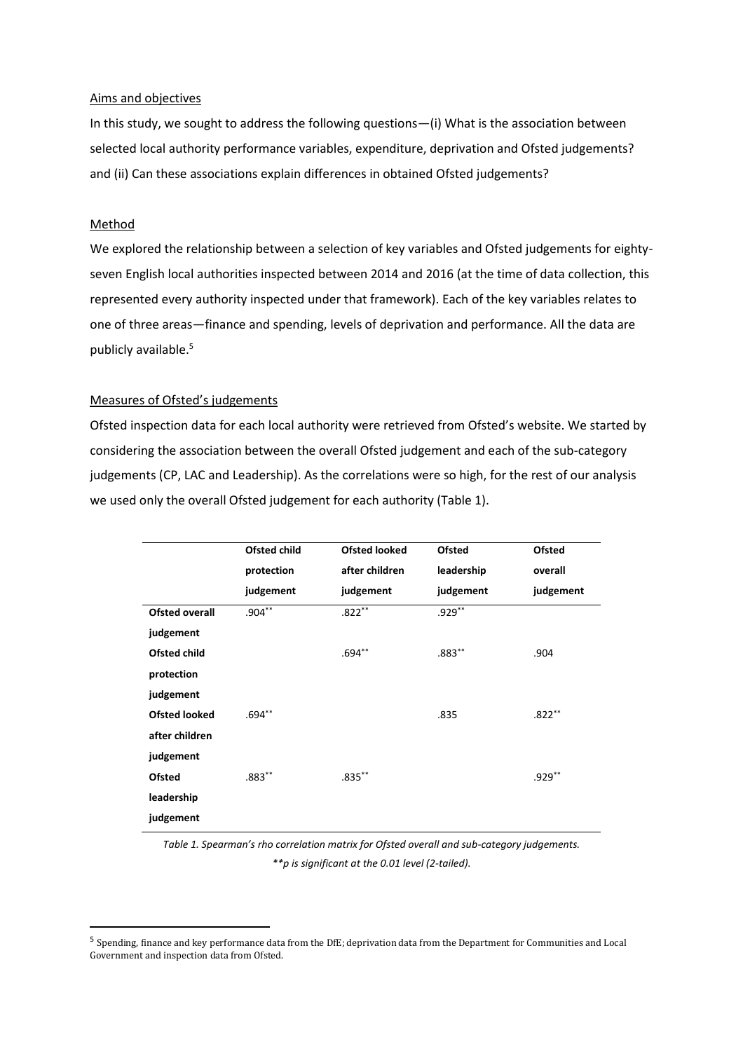Aims and objectives

In this study, we sought to address the following questions—(i) What is the association between selected local authority performance variables, expenditure, deprivation and Ofsted judgements? and (ii) Can these associations explain differences in obtained Ofsted judgements?

Method

We explored the relationship between a selection of key variables and Ofsted judgements for eighty-seven English local authorities inspected between 2014 and 2016 (at the time of data collection, this represented every authority inspected under that framework). Each of the key variables relates to one of three areas—finance and spending, levels of deprivation and performance. All the data are publicly available.[5]

Measures of Ofsted's judgements

Ofsted inspection data for each local authority were retrieved from Ofsted's website. We started by considering the association between the overall Ofsted judgement and each of the sub-category judgements (CP, LAC and Leadership). As the correlations were so high, for the rest of our analysis we used only the overall Ofsted judgement for each authority (Table 1).

| | **Ofsted child protection judgement** | **Ofsted looked after children judgement** | **Ofsted leadership judgement** | **Ofsted overall judgement** |
|---|---|---|---|---|
| **Ofsted overall judgement** | .904** | .822** | .929** | |
| **Ofsted child protection judgement** | | .694** | .883** | .904 |
| **Ofsted looked after children judgement** | .694** | | .835 | .822** |
| **Ofsted leadership judgement** | .883** | .835** | | .929** |

*Table 1. Spearman's rho correlation matrix for Ofsted overall and sub-category judgements.*
*\*\*p is significant at the 0.01 level (2-tailed).*

[5] Spending, finance and key performance data from the DfE; deprivation data from the Department for Communities and Local Government and inspection data from Ofsted.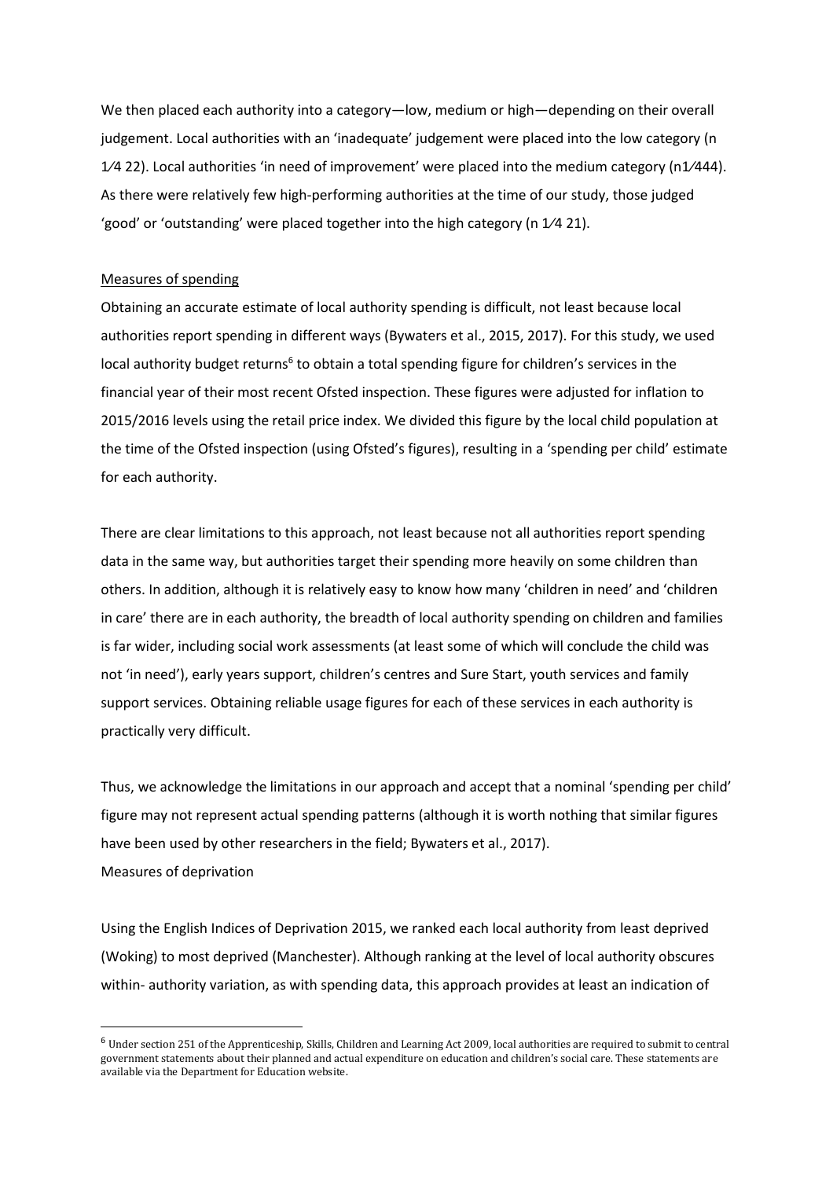We then placed each authority into a category—low, medium or high—depending on their overall judgement. Local authorities with an 'inadequate' judgement were placed into the low category (n 1⁄4 22). Local authorities 'in need of improvement' were placed into the medium category (n1⁄444). As there were relatively few high-performing authorities at the time of our study, those judged 'good' or 'outstanding' were placed together into the high category (n 1⁄4 21).

Measures of spending

Obtaining an accurate estimate of local authority spending is difficult, not least because local authorities report spending in different ways (Bywaters et al., 2015, 2017). For this study, we used local authority budget returns[6] to obtain a total spending figure for children's services in the financial year of their most recent Ofsted inspection. These figures were adjusted for inflation to 2015/2016 levels using the retail price index. We divided this figure by the local child population at the time of the Ofsted inspection (using Ofsted's figures), resulting in a 'spending per child' estimate for each authority.

There are clear limitations to this approach, not least because not all authorities report spending data in the same way, but authorities target their spending more heavily on some children than others. In addition, although it is relatively easy to know how many 'children in need' and 'children in care' there are in each authority, the breadth of local authority spending on children and families is far wider, including social work assessments (at least some of which will conclude the child was not 'in need'), early years support, children's centres and Sure Start, youth services and family support services. Obtaining reliable usage figures for each of these services in each authority is practically very difficult.

Thus, we acknowledge the limitations in our approach and accept that a nominal 'spending per child' figure may not represent actual spending patterns (although it is worth nothing that similar figures have been used by other researchers in the field; Bywaters et al., 2017).

Measures of deprivation

Using the English Indices of Deprivation 2015, we ranked each local authority from least deprived (Woking) to most deprived (Manchester). Although ranking at the level of local authority obscures within- authority variation, as with spending data, this approach provides at least an indication of

[6] Under section 251 of the Apprenticeship, Skills, Children and Learning Act 2009, local authorities are required to submit to central government statements about their planned and actual expenditure on education and children's social care. These statements are available via the Department for Education website.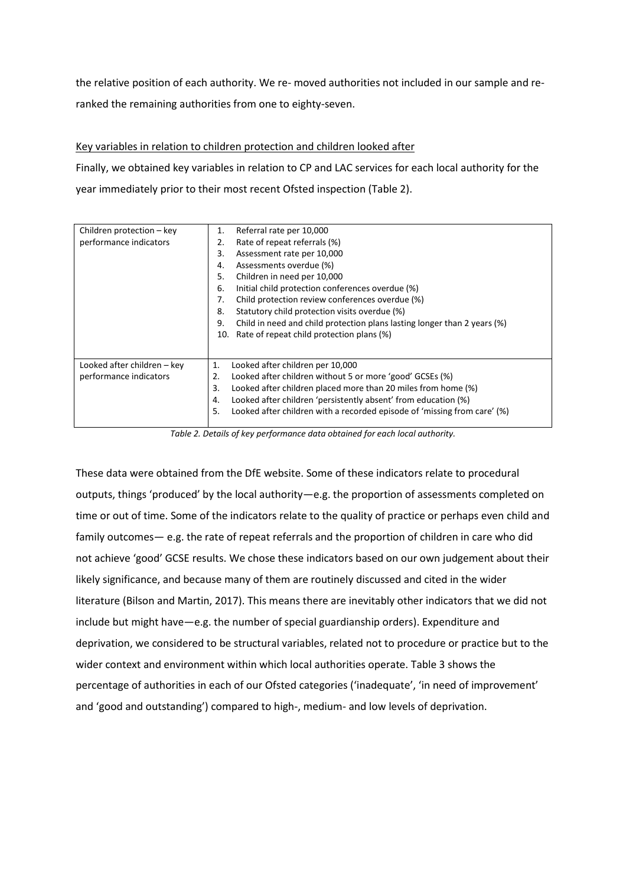the relative position of each authority. We re- moved authorities not included in our sample and re-ranked the remaining authorities from one to eighty-seven.

Key variables in relation to children protection and children looked after

Finally, we obtained key variables in relation to CP and LAC services for each local authority for the year immediately prior to their most recent Ofsted inspection (Table 2).

| | |
|---|---|
| Children protection – key performance indicators | 1. Referral rate per 10,000<br>2. Rate of repeat referrals (%)<br>3. Assessment rate per 10,000<br>4. Assessments overdue (%)<br>5. Children in need per 10,000<br>6. Initial child protection conferences overdue (%)<br>7. Child protection review conferences overdue (%)<br>8. Statutory child protection visits overdue (%)<br>9. Child in need and child protection plans lasting longer than 2 years (%)<br>10. Rate of repeat child protection plans (%) |
| Looked after children – key performance indicators | 1. Looked after children per 10,000<br>2. Looked after children without 5 or more 'good' GCSEs (%)<br>3. Looked after children placed more than 20 miles from home (%)<br>4. Looked after children 'persistently absent' from education (%)<br>5. Looked after children with a recorded episode of 'missing from care' (%) |

*Table 2. Details of key performance data obtained for each local authority.*

These data were obtained from the DfE website. Some of these indicators relate to procedural outputs, things 'produced' by the local authority—e.g. the proportion of assessments completed on time or out of time. Some of the indicators relate to the quality of practice or perhaps even child and family outcomes— e.g. the rate of repeat referrals and the proportion of children in care who did not achieve 'good' GCSE results. We chose these indicators based on our own judgement about their likely significance, and because many of them are routinely discussed and cited in the wider literature (Bilson and Martin, 2017). This means there are inevitably other indicators that we did not include but might have—e.g. the number of special guardianship orders). Expenditure and deprivation, we considered to be structural variables, related not to procedure or practice but to the wider context and environment within which local authorities operate. Table 3 shows the percentage of authorities in each of our Ofsted categories ('inadequate', 'in need of improvement' and 'good and outstanding') compared to high-, medium- and low levels of deprivation.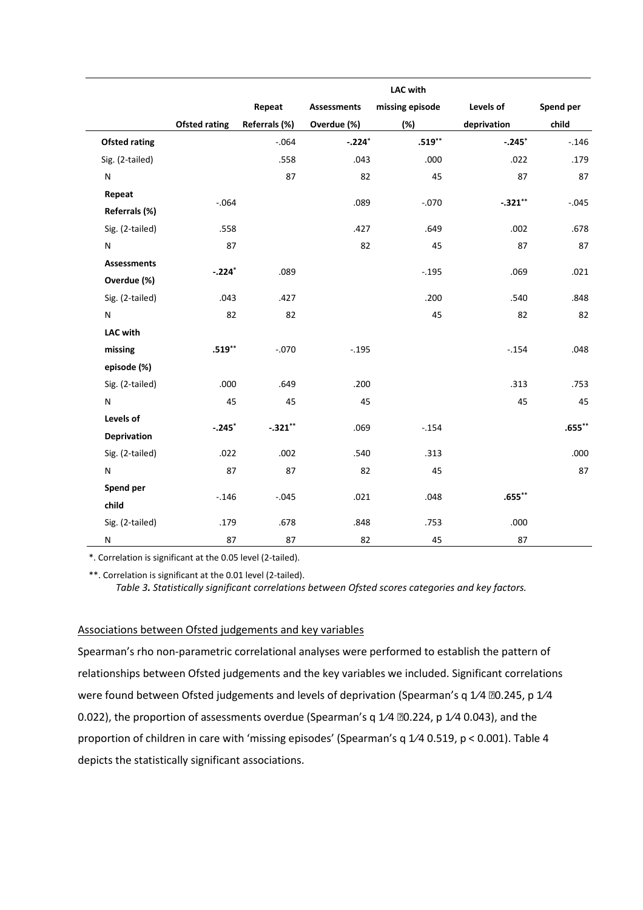| | Ofsted rating | Repeat Referrals (%) | Assessments Overdue (%) | LAC with missing episode (%) | Levels of deprivation | Spend per child |
|---|---|---|---|---|---|---|
| **Ofsted rating** | | -.064 | **-.224**\* | **.519**\*\* | **-.245**\* | -.146 |
| Sig. (2-tailed) | | .558 | .043 | .000 | .022 | .179 |
| N | | 87 | 82 | 45 | 87 | 87 |
| **Repeat Referrals (%)** | -.064 | | .089 | -.070 | **-.321**\*\* | -.045 |
| Sig. (2-tailed) | .558 | | .427 | .649 | .002 | .678 |
| N | 87 | | 82 | 45 | 87 | 87 |
| **Assessments Overdue (%)** | **-.224**\* | .089 | | -.195 | .069 | .021 |
| Sig. (2-tailed) | .043 | .427 | | .200 | .540 | .848 |
| N | 82 | 82 | | 45 | 82 | 82 |
| **LAC with missing episode (%)** | **.519**\*\* | -.070 | -.195 | | -.154 | .048 |
| Sig. (2-tailed) | .000 | .649 | .200 | | .313 | .753 |
| N | 45 | 45 | 45 | | 45 | 45 |
| **Levels of Deprivation** | **-.245**\* | **-.321**\*\* | .069 | -.154 | | **.655**\*\* |
| Sig. (2-tailed) | .022 | .002 | .540 | .313 | | .000 |
| N | 87 | 87 | 82 | 45 | | 87 |
| **Spend per child** | -.146 | -.045 | .021 | .048 | **.655**\*\* | |
| Sig. (2-tailed) | .179 | .678 | .848 | .753 | .000 | |
| N | 87 | 87 | 82 | 45 | 87 | |

*. Correlation is significant at the 0.05 level (2-tailed).

**. Correlation is significant at the 0.01 level (2-tailed).

*Table 3. Statistically significant correlations between Ofsted scores categories and key factors.*

## Associations between Ofsted judgements and key variables

Spearman's rho non-parametric correlational analyses were performed to establish the pattern of relationships between Ofsted judgements and the key variables we included. Significant correlations were found between Ofsted judgements and levels of deprivation (Spearman's q ¼ 0.245, p ¼ 0.022), the proportion of assessments overdue (Spearman's q ¼ 0.224, p ¼ 0.043), and the proportion of children in care with 'missing episodes' (Spearman's q ¼ 0.519, p < 0.001). Table 4 depicts the statistically significant associations.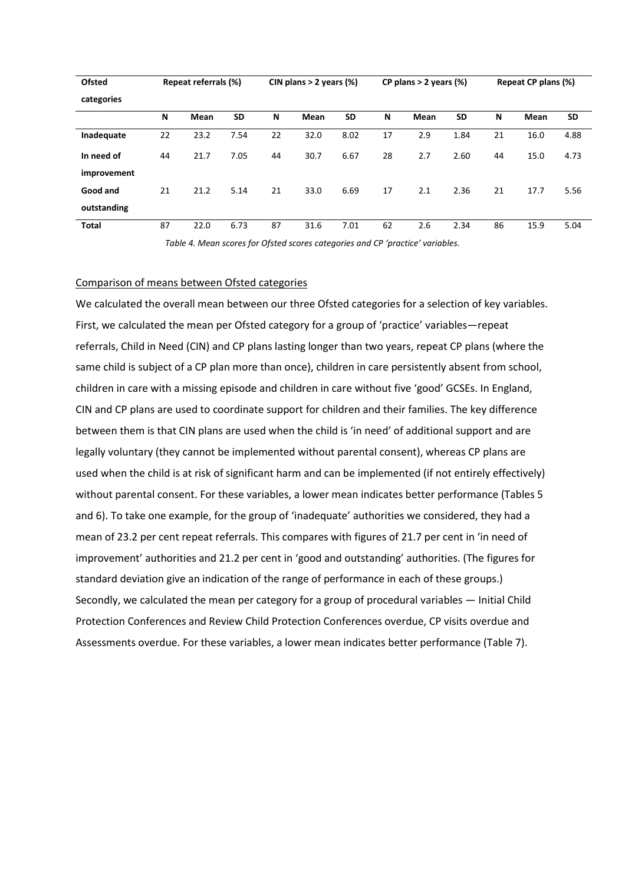| Ofsted categories | Repeat referrals (%) | | | CIN plans > 2 years (%) | | | CP plans > 2 years (%) | | | Repeat CP plans (%) | | |
|---|---|---|---|---|---|---|---|---|---|---|---|---|
| | N | Mean | SD | N | Mean | SD | N | Mean | SD | N | Mean | SD |
| **Inadequate** | 22 | 23.2 | 7.54 | 22 | 32.0 | 8.02 | 17 | 2.9 | 1.84 | 21 | 16.0 | 4.88 |
| **In need of improvement** | 44 | 21.7 | 7.05 | 44 | 30.7 | 6.67 | 28 | 2.7 | 2.60 | 44 | 15.0 | 4.73 |
| **Good and outstanding** | 21 | 21.2 | 5.14 | 21 | 33.0 | 6.69 | 17 | 2.1 | 2.36 | 21 | 17.7 | 5.56 |
| **Total** | 87 | 22.0 | 6.73 | 87 | 31.6 | 7.01 | 62 | 2.6 | 2.34 | 86 | 15.9 | 5.04 |

*Table 4. Mean scores for Ofsted scores categories and CP 'practice' variables.*

Comparison of means between Ofsted categories

We calculated the overall mean between our three Ofsted categories for a selection of key variables. First, we calculated the mean per Ofsted category for a group of 'practice' variables—repeat referrals, Child in Need (CIN) and CP plans lasting longer than two years, repeat CP plans (where the same child is subject of a CP plan more than once), children in care persistently absent from school, children in care with a missing episode and children in care without five 'good' GCSEs. In England, CIN and CP plans are used to coordinate support for children and their families. The key difference between them is that CIN plans are used when the child is 'in need' of additional support and are legally voluntary (they cannot be implemented without parental consent), whereas CP plans are used when the child is at risk of significant harm and can be implemented (if not entirely effectively) without parental consent. For these variables, a lower mean indicates better performance (Tables 5 and 6). To take one example, for the group of 'inadequate' authorities we considered, they had a mean of 23.2 per cent repeat referrals. This compares with figures of 21.7 per cent in 'in need of improvement' authorities and 21.2 per cent in 'good and outstanding' authorities. (The figures for standard deviation give an indication of the range of performance in each of these groups.) Secondly, we calculated the mean per category for a group of procedural variables — Initial Child Protection Conferences and Review Child Protection Conferences overdue, CP visits overdue and Assessments overdue. For these variables, a lower mean indicates better performance (Table 7).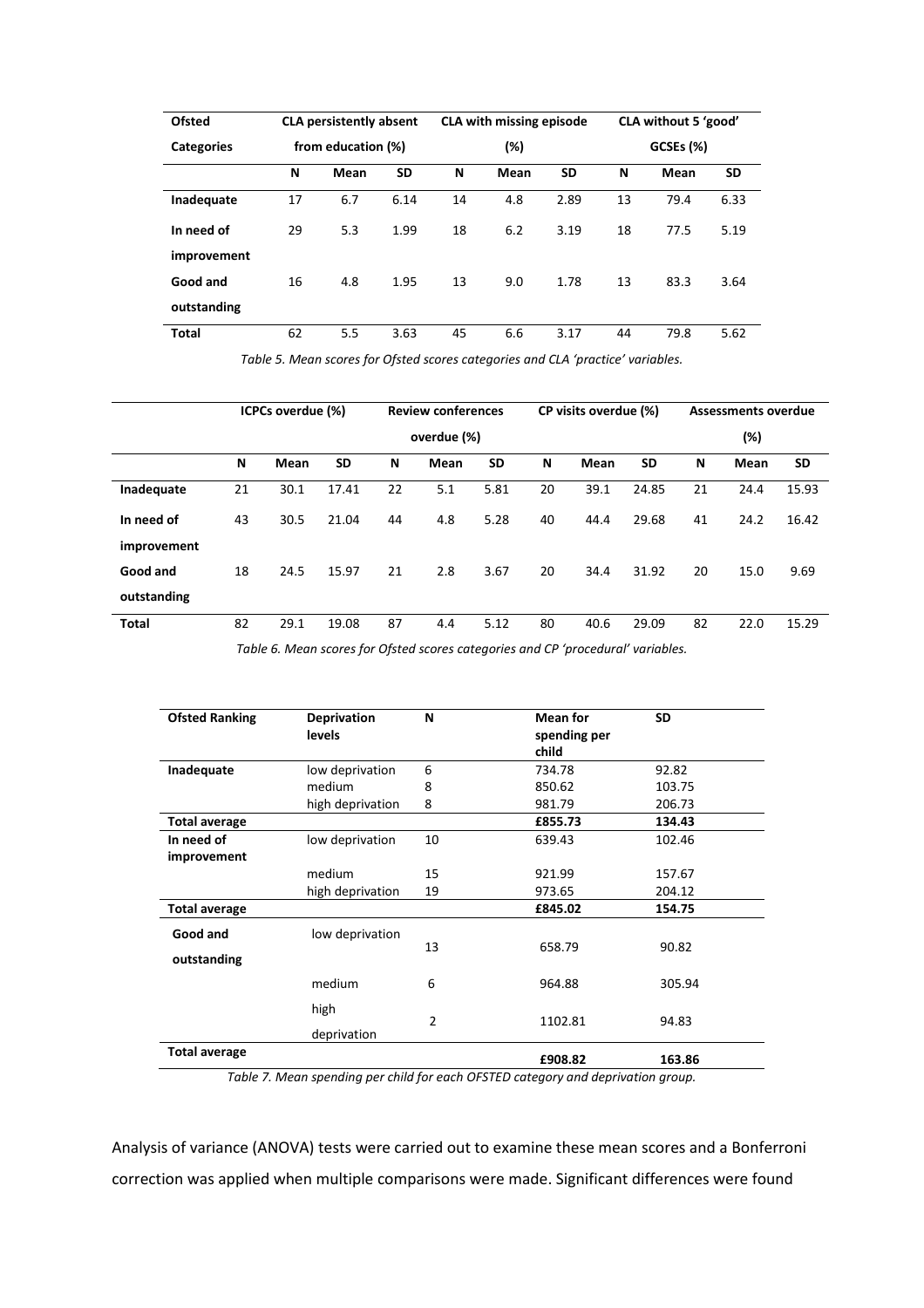| Ofsted Categories | CLA persistently absent from education (%) | | | CLA with missing episode (%) | | | CLA without 5 'good' GCSEs (%) | | |
|---|---|---|---|---|---|---|---|---|---|
| | N | Mean | SD | N | Mean | SD | N | Mean | SD |
| **Inadequate** | 17 | 6.7 | 6.14 | 14 | 4.8 | 2.89 | 13 | 79.4 | 6.33 |
| **In need of improvement** | 29 | 5.3 | 1.99 | 18 | 6.2 | 3.19 | 18 | 77.5 | 5.19 |
| **Good and outstanding** | 16 | 4.8 | 1.95 | 13 | 9.0 | 1.78 | 13 | 83.3 | 3.64 |
| **Total** | 62 | 5.5 | 3.63 | 45 | 6.6 | 3.17 | 44 | 79.8 | 5.62 |

*Table 5. Mean scores for Ofsted scores categories and CLA 'practice' variables.*

| | ICPCs overdue (%) | | | Review conferences overdue (%) | | | CP visits overdue (%) | | | Assessments overdue (%) | | |
|---|---|---|---|---|---|---|---|---|---|---|---|---|
| | N | Mean | SD | N | Mean | SD | N | Mean | SD | N | Mean | SD |
| **Inadequate** | 21 | 30.1 | 17.41 | 22 | 5.1 | 5.81 | 20 | 39.1 | 24.85 | 21 | 24.4 | 15.93 |
| **In need of improvement** | 43 | 30.5 | 21.04 | 44 | 4.8 | 5.28 | 40 | 44.4 | 29.68 | 41 | 24.2 | 16.42 |
| **Good and outstanding** | 18 | 24.5 | 15.97 | 21 | 2.8 | 3.67 | 20 | 34.4 | 31.92 | 20 | 15.0 | 9.69 |
| **Total** | 82 | 29.1 | 19.08 | 87 | 4.4 | 5.12 | 80 | 40.6 | 29.09 | 82 | 22.0 | 15.29 |

*Table 6. Mean scores for Ofsted scores categories and CP 'procedural' variables.*

| Ofsted Ranking | Deprivation levels | N | Mean for spending per child | SD |
|---|---|---|---|---|
| **Inadequate** | low deprivation | 6 | 734.78 | 92.82 |
| | medium | 8 | 850.62 | 103.75 |
| | high deprivation | 8 | 981.79 | 206.73 |
| **Total average** | | | **£855.73** | **134.43** |
| **In need of improvement** | low deprivation | 10 | 639.43 | 102.46 |
| | medium | 15 | 921.99 | 157.67 |
| | high deprivation | 19 | 973.65 | 204.12 |
| **Total average** | | | **£845.02** | **154.75** |
| **Good and outstanding** | low deprivation | 13 | 658.79 | 90.82 |
| | medium | 6 | 964.88 | 305.94 |
| | high deprivation | 2 | 1102.81 | 94.83 |
| **Total average** | | | **£908.82** | **163.86** |

*Table 7. Mean spending per child for each OFSTED category and deprivation group.*

Analysis of variance (ANOVA) tests were carried out to examine these mean scores and a Bonferroni correction was applied when multiple comparisons were made. Significant differences were found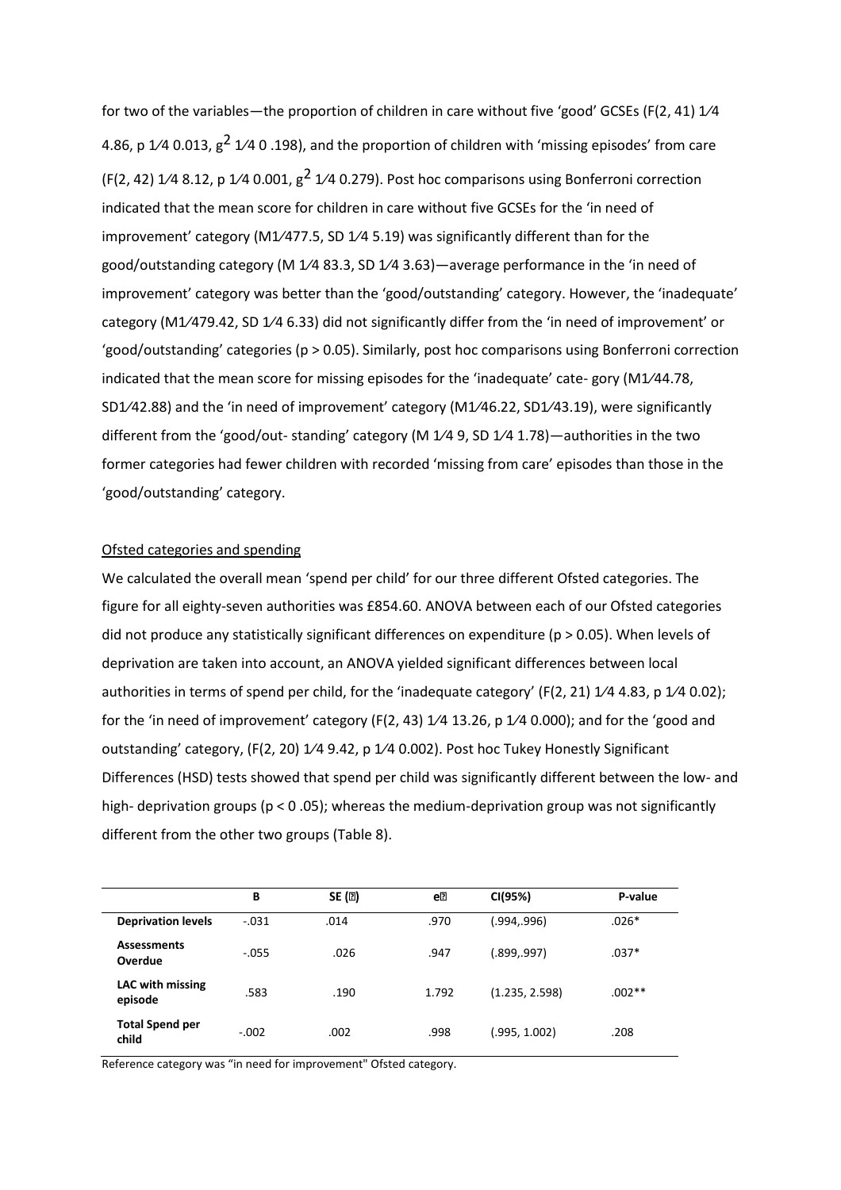for two of the variables—the proportion of children in care without five 'good' GCSEs ($F(2, 41)$ 1⁄4 4.86, p 1⁄4 0.013, $g^2$ 1⁄4 0 .198), and the proportion of children with 'missing episodes' from care ($F(2, 42)$ 1⁄4 8.12, p 1⁄4 0.001, $g^2$ 1⁄4 0.279). Post hoc comparisons using Bonferroni correction indicated that the mean score for children in care without five GCSEs for the 'in need of improvement' category (M1⁄477.5, SD 1⁄4 5.19) was significantly different than for the good/outstanding category (M 1⁄4 83.3, SD 1⁄4 3.63)—average performance in the 'in need of improvement' category was better than the 'good/outstanding' category. However, the 'inadequate' category (M1⁄479.42, SD 1⁄4 6.33) did not significantly differ from the 'in need of improvement' or 'good/outstanding' categories ($p > 0.05$). Similarly, post hoc comparisons using Bonferroni correction indicated that the mean score for missing episodes for the 'inadequate' cate- gory (M1⁄44.78, SD1⁄42.88) and the 'in need of improvement' category (M1⁄46.22, SD1⁄43.19), were significantly different from the 'good/out- standing' category (M 1⁄4 9, SD 1⁄4 1.78)—authorities in the two former categories had fewer children with recorded 'missing from care' episodes than those in the 'good/outstanding' category.

## Ofsted categories and spending

We calculated the overall mean 'spend per child' for our three different Ofsted categories. The figure for all eighty-seven authorities was £854.60. ANOVA between each of our Ofsted categories did not produce any statistically significant differences on expenditure ($p > 0.05$). When levels of deprivation are taken into account, an ANOVA yielded significant differences between local authorities in terms of spend per child, for the 'inadequate category' ($F(2, 21)$ 1⁄4 4.83, p 1⁄4 0.02); for the 'in need of improvement' category ($F(2, 43)$ 1⁄4 13.26, p 1⁄4 0.000); and for the 'good and outstanding' category, ($F(2, 20)$ 1⁄4 9.42, p 1⁄4 0.002). Post hoc Tukey Honestly Significant Differences (HSD) tests showed that spend per child was significantly different between the low- and high- deprivation groups ($p < 0 .05$); whereas the medium-deprivation group was not significantly different from the other two groups (Table 8).

| | B | SE (?) | e? | CI(95%) | P-value |
|---|---|---|---|---|---|
| **Deprivation levels** | -.031 | .014 | .970 | (.994,.996) | .026* |
| **Assessments Overdue** | -.055 | .026 | .947 | (.899,.997) | .037* |
| **LAC with missing episode** | .583 | .190 | 1.792 | (1.235, 2.598) | .002** |
| **Total Spend per child** | -.002 | .002 | .998 | (.995, 1.002) | .208 |

Reference category was "in need for improvement" Ofsted category.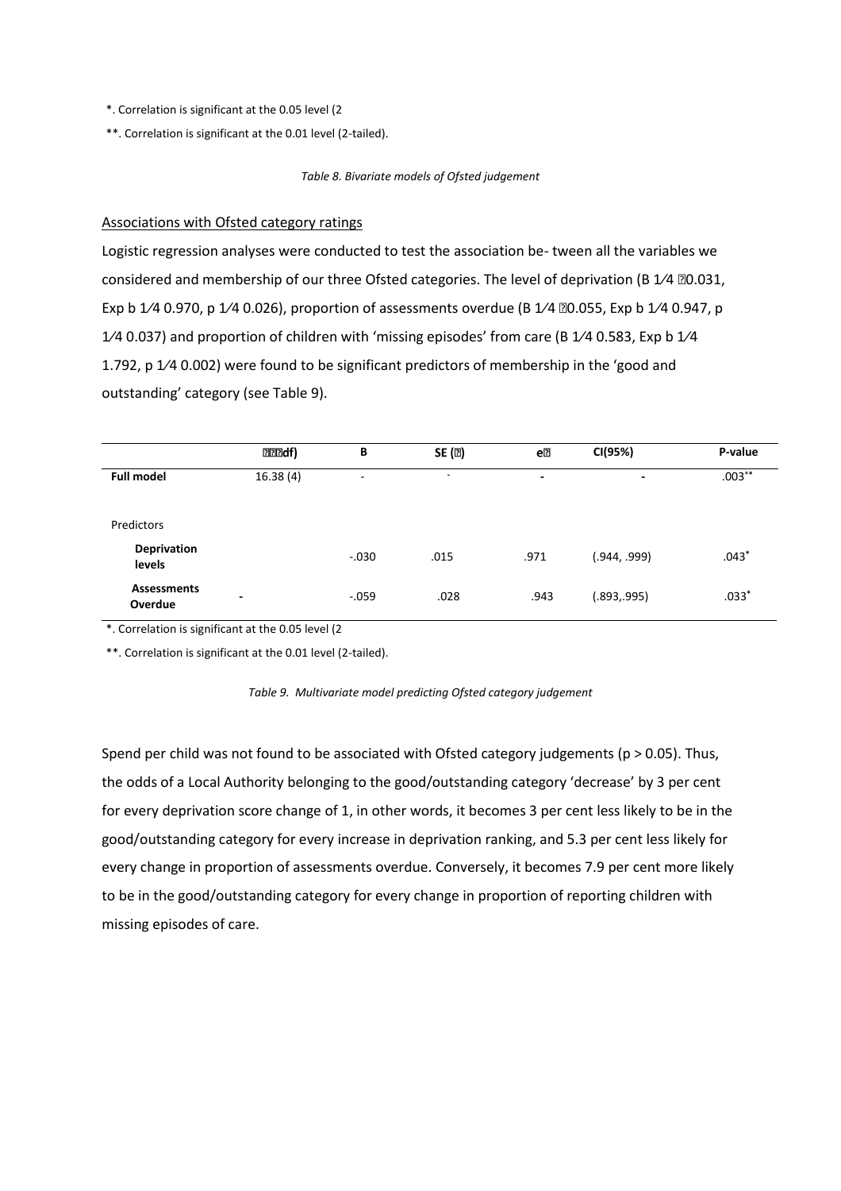*. Correlation is significant at the 0.05 level (2

**. Correlation is significant at the 0.01 level (2-tailed).

*Table 8. Bivariate models of Ofsted judgement*

Associations with Ofsted category ratings

Logistic regression analyses were conducted to test the association be- tween all the variables we considered and membership of our three Ofsted categories. The level of deprivation (B 1⁄4 0.031, Exp b 1⁄4 0.970, p 1⁄4 0.026), proportion of assessments overdue (B 1⁄4 0.055, Exp b 1⁄4 0.947, p 1⁄4 0.037) and proportion of children with 'missing episodes' from care (B 1⁄4 0.583, Exp b 1⁄4 1.792, p 1⁄4 0.002) were found to be significant predictors of membership in the 'good and outstanding' category (see Table 9).

| | df) | B | SE () | e | CI(95%) | P-value |
|---|---|---|---|---|---|---|
| **Full model** | 16.38 (4) | - | - | - | - | .003** |
| Predictors | | | | | | |
| **Deprivation levels** | | -.030 | .015 | .971 | (.944, .999) | .043* |
| **Assessments Overdue** | - | -.059 | .028 | .943 | (.893,.995) | .033* |

*. Correlation is significant at the 0.05 level (2

**. Correlation is significant at the 0.01 level (2-tailed).

*Table 9. Multivariate model predicting Ofsted category judgement*

Spend per child was not found to be associated with Ofsted category judgements ($p > 0.05$). Thus, the odds of a Local Authority belonging to the good/outstanding category 'decrease' by 3 per cent for every deprivation score change of 1, in other words, it becomes 3 per cent less likely to be in the good/outstanding category for every increase in deprivation ranking, and 5.3 per cent less likely for every change in proportion of assessments overdue. Conversely, it becomes 7.9 per cent more likely to be in the good/outstanding category for every change in proportion of reporting children with missing episodes of care.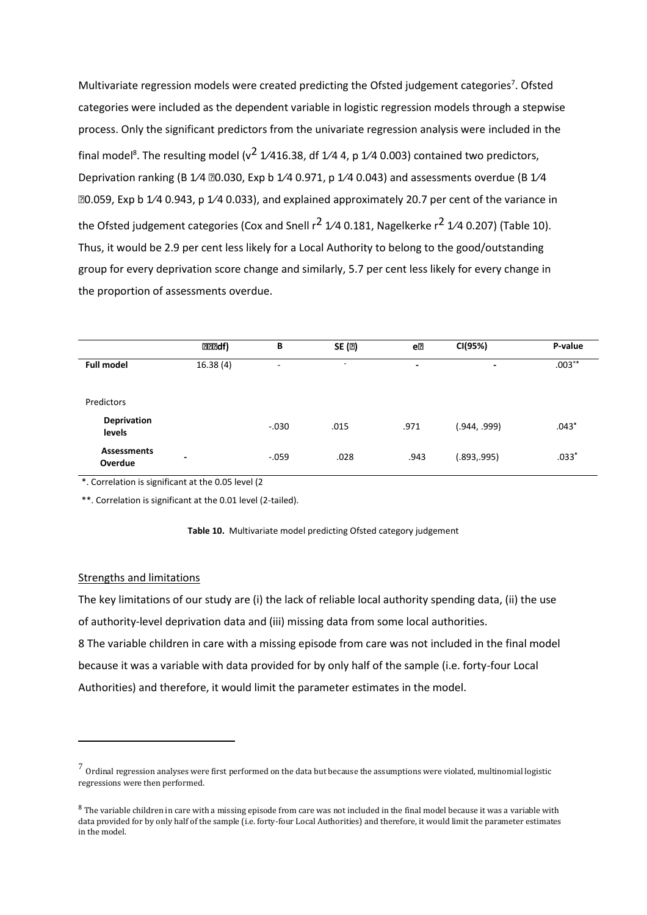Multivariate regression models were created predicting the Ofsted judgement categories[7]. Ofsted categories were included as the dependent variable in logistic regression models through a stepwise process. Only the significant predictors from the univariate regression analysis were included in the final model[8]. The resulting model ($v^2$ 1⁄416.38, df 1⁄4 4, p 1⁄4 0.003) contained two predictors, Deprivation ranking (B 1⁄4 0.030, Exp b 1⁄4 0.971, p 1⁄4 0.043) and assessments overdue (B 1⁄4 0.059, Exp b 1⁄4 0.943, p 1⁄4 0.033), and explained approximately 20.7 per cent of the variance in the Ofsted judgement categories (Cox and Snell $r^2$ 1⁄4 0.181, Nagelkerke $r^2$ 1⁄4 0.207) (Table 10). Thus, it would be 2.9 per cent less likely for a Local Authority to belong to the good/outstanding group for every deprivation score change and similarly, 5.7 per cent less likely for every change in the proportion of assessments overdue.

| | df) | B | SE () | e | CI(95%) | P-value |
|---|---|---|---|---|---|---|
| **Full model** | 16.38 (4) | - | - | - | - | .003** |
| Predictors | | | | | | |
| **Deprivation levels** | | -.030 | .015 | .971 | (.944, .999) | .043* |
| **Assessments Overdue** | - | -.059 | .028 | .943 | (.893,.995) | .033* |

*. Correlation is significant at the 0.05 level (2

**. Correlation is significant at the 0.01 level (2-tailed).

**Table 10.** Multivariate model predicting Ofsted category judgement

Strengths and limitations

The key limitations of our study are (i) the lack of reliable local authority spending data, (ii) the use of authority-level deprivation data and (iii) missing data from some local authorities.

8 The variable children in care with a missing episode from care was not included in the final model because it was a variable with data provided for by only half of the sample (i.e. forty-four Local Authorities) and therefore, it would limit the parameter estimates in the model.

---

[7] Ordinal regression analyses were first performed on the data but because the assumptions were violated, multinomial logistic regressions were then performed.

[8] The variable children in care with a missing episode from care was not included in the final model because it was a variable with data provided for by only half of the sample (i.e. forty-four Local Authorities) and therefore, it would limit the parameter estimates in the model.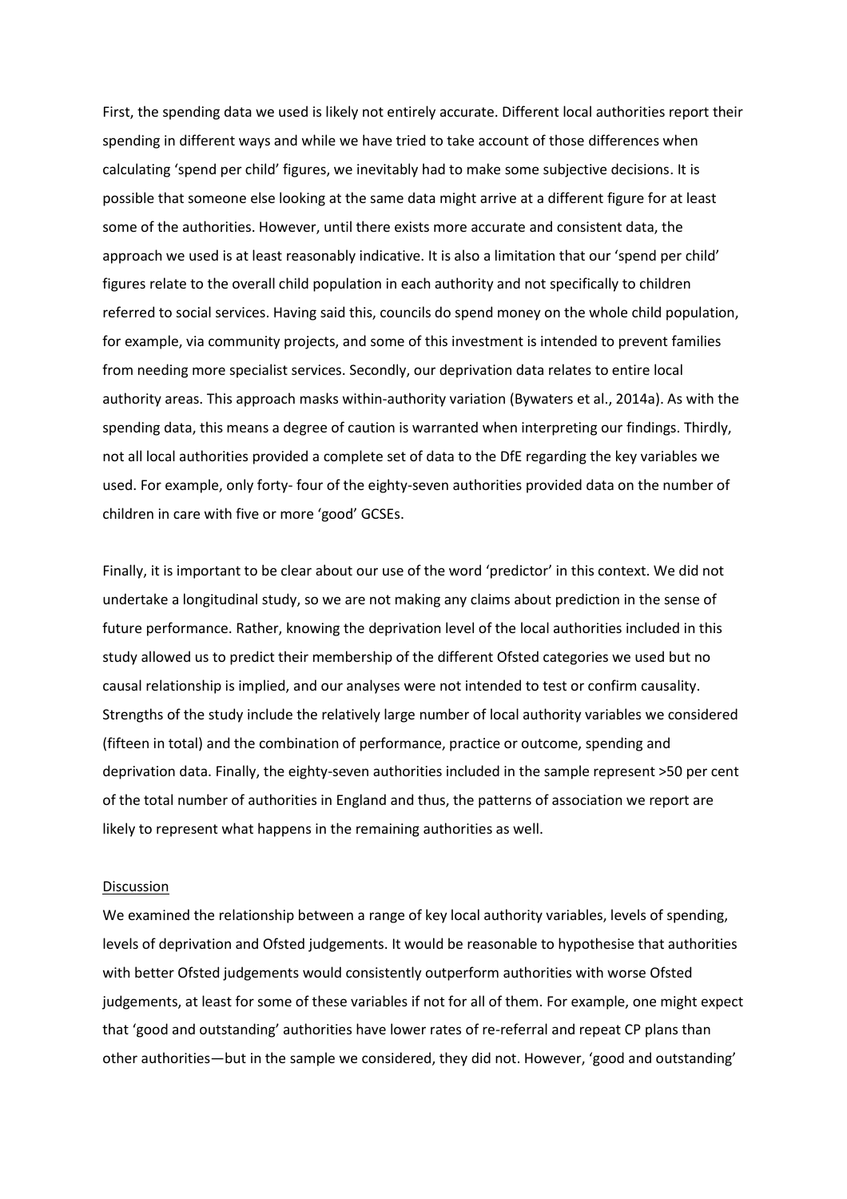First, the spending data we used is likely not entirely accurate. Different local authorities report their spending in different ways and while we have tried to take account of those differences when calculating 'spend per child' figures, we inevitably had to make some subjective decisions. It is possible that someone else looking at the same data might arrive at a different figure for at least some of the authorities. However, until there exists more accurate and consistent data, the approach we used is at least reasonably indicative. It is also a limitation that our 'spend per child' figures relate to the overall child population in each authority and not specifically to children referred to social services. Having said this, councils do spend money on the whole child population, for example, via community projects, and some of this investment is intended to prevent families from needing more specialist services. Secondly, our deprivation data relates to entire local authority areas. This approach masks within-authority variation (Bywaters et al., 2014a). As with the spending data, this means a degree of caution is warranted when interpreting our findings. Thirdly, not all local authorities provided a complete set of data to the DfE regarding the key variables we used. For example, only forty- four of the eighty-seven authorities provided data on the number of children in care with five or more 'good' GCSEs.

Finally, it is important to be clear about our use of the word 'predictor' in this context. We did not undertake a longitudinal study, so we are not making any claims about prediction in the sense of future performance. Rather, knowing the deprivation level of the local authorities included in this study allowed us to predict their membership of the different Ofsted categories we used but no causal relationship is implied, and our analyses were not intended to test or confirm causality. Strengths of the study include the relatively large number of local authority variables we considered (fifteen in total) and the combination of performance, practice or outcome, spending and deprivation data. Finally, the eighty-seven authorities included in the sample represent >50 per cent of the total number of authorities in England and thus, the patterns of association we report are likely to represent what happens in the remaining authorities as well.

## Discussion

We examined the relationship between a range of key local authority variables, levels of spending, levels of deprivation and Ofsted judgements. It would be reasonable to hypothesise that authorities with better Ofsted judgements would consistently outperform authorities with worse Ofsted judgements, at least for some of these variables if not for all of them. For example, one might expect that 'good and outstanding' authorities have lower rates of re-referral and repeat CP plans than other authorities—but in the sample we considered, they did not. However, 'good and outstanding'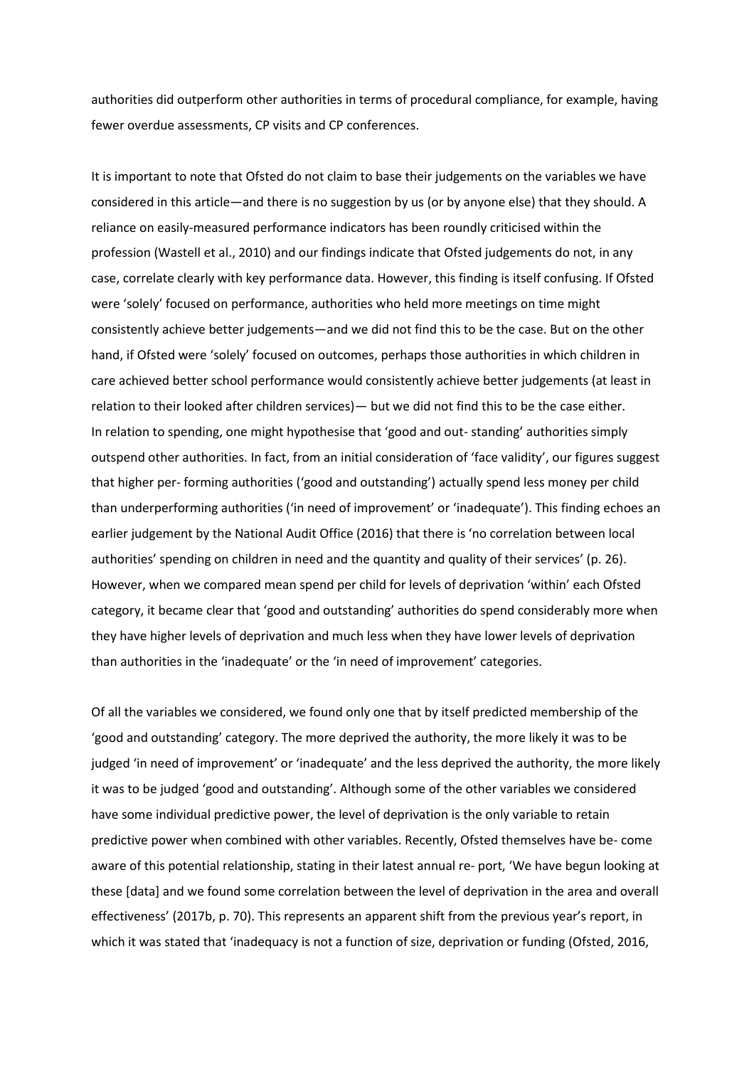authorities did outperform other authorities in terms of procedural compliance, for example, having fewer overdue assessments, CP visits and CP conferences.

It is important to note that Ofsted do not claim to base their judgements on the variables we have considered in this article—and there is no suggestion by us (or by anyone else) that they should. A reliance on easily-measured performance indicators has been roundly criticised within the profession (Wastell et al., 2010) and our findings indicate that Ofsted judgements do not, in any case, correlate clearly with key performance data. However, this finding is itself confusing. If Ofsted were 'solely' focused on performance, authorities who held more meetings on time might consistently achieve better judgements—and we did not find this to be the case. But on the other hand, if Ofsted were 'solely' focused on outcomes, perhaps those authorities in which children in care achieved better school performance would consistently achieve better judgements (at least in relation to their looked after children services)— but we did not find this to be the case either. In relation to spending, one might hypothesise that 'good and out- standing' authorities simply outspend other authorities. In fact, from an initial consideration of 'face validity', our figures suggest that higher per- forming authorities ('good and outstanding') actually spend less money per child than underperforming authorities ('in need of improvement' or 'inadequate'). This finding echoes an earlier judgement by the National Audit Office (2016) that there is 'no correlation between local authorities' spending on children in need and the quantity and quality of their services' (p. 26). However, when we compared mean spend per child for levels of deprivation 'within' each Ofsted category, it became clear that 'good and outstanding' authorities do spend considerably more when they have higher levels of deprivation and much less when they have lower levels of deprivation than authorities in the 'inadequate' or the 'in need of improvement' categories.

Of all the variables we considered, we found only one that by itself predicted membership of the 'good and outstanding' category. The more deprived the authority, the more likely it was to be judged 'in need of improvement' or 'inadequate' and the less deprived the authority, the more likely it was to be judged 'good and outstanding'. Although some of the other variables we considered have some individual predictive power, the level of deprivation is the only variable to retain predictive power when combined with other variables. Recently, Ofsted themselves have be- come aware of this potential relationship, stating in their latest annual re- port, 'We have begun looking at these [data] and we found some correlation between the level of deprivation in the area and overall effectiveness' (2017b, p. 70). This represents an apparent shift from the previous year's report, in which it was stated that 'inadequacy is not a function of size, deprivation or funding (Ofsted, 2016,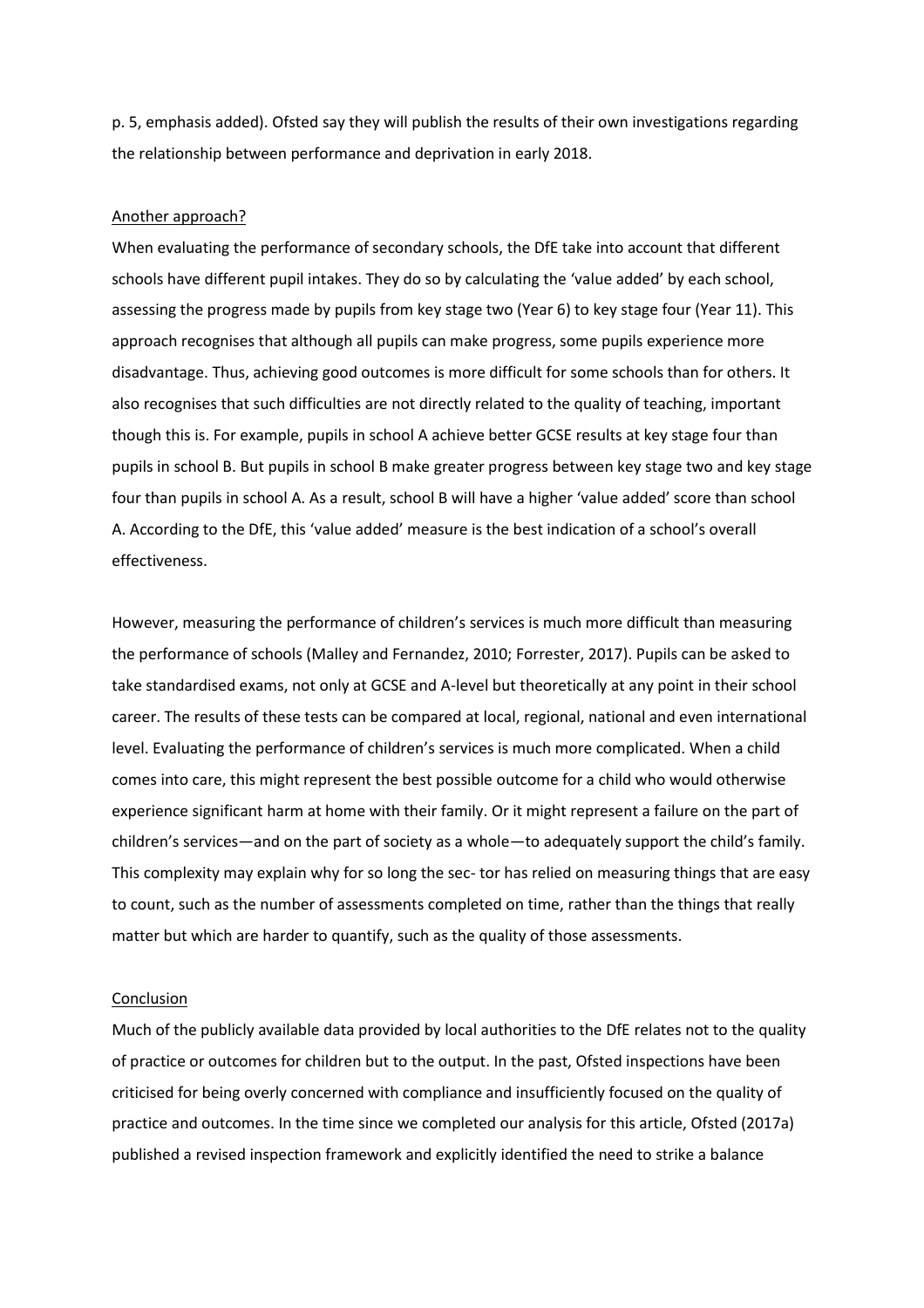p. 5, emphasis added). Ofsted say they will publish the results of their own investigations regarding the relationship between performance and deprivation in early 2018.

## Another approach?

When evaluating the performance of secondary schools, the DfE take into account that different schools have different pupil intakes. They do so by calculating the 'value added' by each school, assessing the progress made by pupils from key stage two (Year 6) to key stage four (Year 11). This approach recognises that although all pupils can make progress, some pupils experience more disadvantage. Thus, achieving good outcomes is more difficult for some schools than for others. It also recognises that such difficulties are not directly related to the quality of teaching, important though this is. For example, pupils in school A achieve better GCSE results at key stage four than pupils in school B. But pupils in school B make greater progress between key stage two and key stage four than pupils in school A. As a result, school B will have a higher 'value added' score than school A. According to the DfE, this 'value added' measure is the best indication of a school's overall effectiveness.

However, measuring the performance of children's services is much more difficult than measuring the performance of schools (Malley and Fernandez, 2010; Forrester, 2017). Pupils can be asked to take standardised exams, not only at GCSE and A-level but theoretically at any point in their school career. The results of these tests can be compared at local, regional, national and even international level. Evaluating the performance of children's services is much more complicated. When a child comes into care, this might represent the best possible outcome for a child who would otherwise experience significant harm at home with their family. Or it might represent a failure on the part of children's services—and on the part of society as a whole—to adequately support the child's family. This complexity may explain why for so long the sec- tor has relied on measuring things that are easy to count, such as the number of assessments completed on time, rather than the things that really matter but which are harder to quantify, such as the quality of those assessments.

## Conclusion

Much of the publicly available data provided by local authorities to the DfE relates not to the quality of practice or outcomes for children but to the output. In the past, Ofsted inspections have been criticised for being overly concerned with compliance and insufficiently focused on the quality of practice and outcomes. In the time since we completed our analysis for this article, Ofsted (2017a) published a revised inspection framework and explicitly identified the need to strike a balance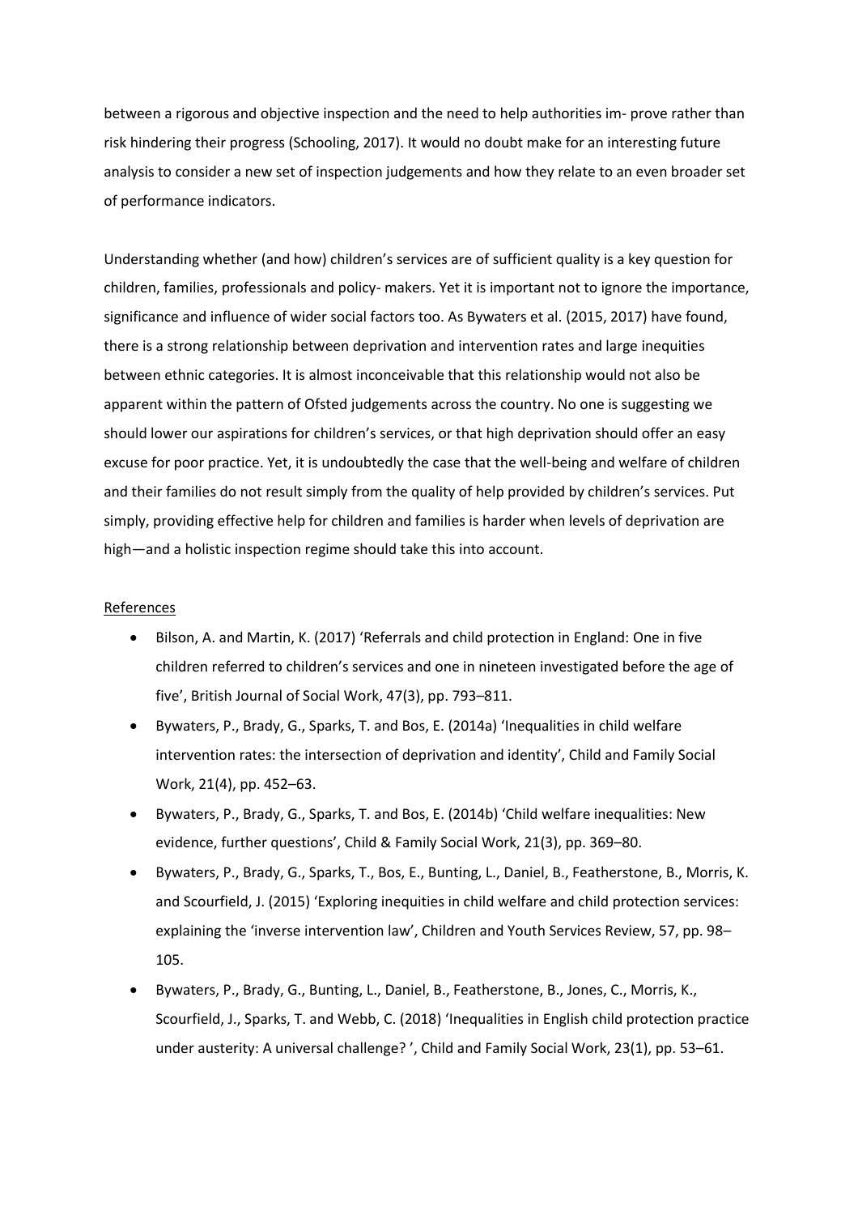between a rigorous and objective inspection and the need to help authorities im- prove rather than risk hindering their progress (Schooling, 2017). It would no doubt make for an interesting future analysis to consider a new set of inspection judgements and how they relate to an even broader set of performance indicators.

Understanding whether (and how) children's services are of sufficient quality is a key question for children, families, professionals and policy- makers. Yet it is important not to ignore the importance, significance and influence of wider social factors too. As Bywaters et al. (2015, 2017) have found, there is a strong relationship between deprivation and intervention rates and large inequities between ethnic categories. It is almost inconceivable that this relationship would not also be apparent within the pattern of Ofsted judgements across the country. No one is suggesting we should lower our aspirations for children's services, or that high deprivation should offer an easy excuse for poor practice. Yet, it is undoubtedly the case that the well-being and welfare of children and their families do not result simply from the quality of help provided by children's services. Put simply, providing effective help for children and families is harder when levels of deprivation are high—and a holistic inspection regime should take this into account.

References

- Bilson, A. and Martin, K. (2017) 'Referrals and child protection in England: One in five children referred to children's services and one in nineteen investigated before the age of five', British Journal of Social Work, 47(3), pp. 793–811.
- Bywaters, P., Brady, G., Sparks, T. and Bos, E. (2014a) 'Inequalities in child welfare intervention rates: the intersection of deprivation and identity', Child and Family Social Work, 21(4), pp. 452–63.
- Bywaters, P., Brady, G., Sparks, T. and Bos, E. (2014b) 'Child welfare inequalities: New evidence, further questions', Child & Family Social Work, 21(3), pp. 369–80.
- Bywaters, P., Brady, G., Sparks, T., Bos, E., Bunting, L., Daniel, B., Featherstone, B., Morris, K. and Scourfield, J. (2015) 'Exploring inequities in child welfare and child protection services: explaining the 'inverse intervention law', Children and Youth Services Review, 57, pp. 98–105.
- Bywaters, P., Brady, G., Bunting, L., Daniel, B., Featherstone, B., Jones, C., Morris, K., Scourfield, J., Sparks, T. and Webb, C. (2018) 'Inequalities in English child protection practice under austerity: A universal challenge? ', Child and Family Social Work, 23(1), pp. 53–61.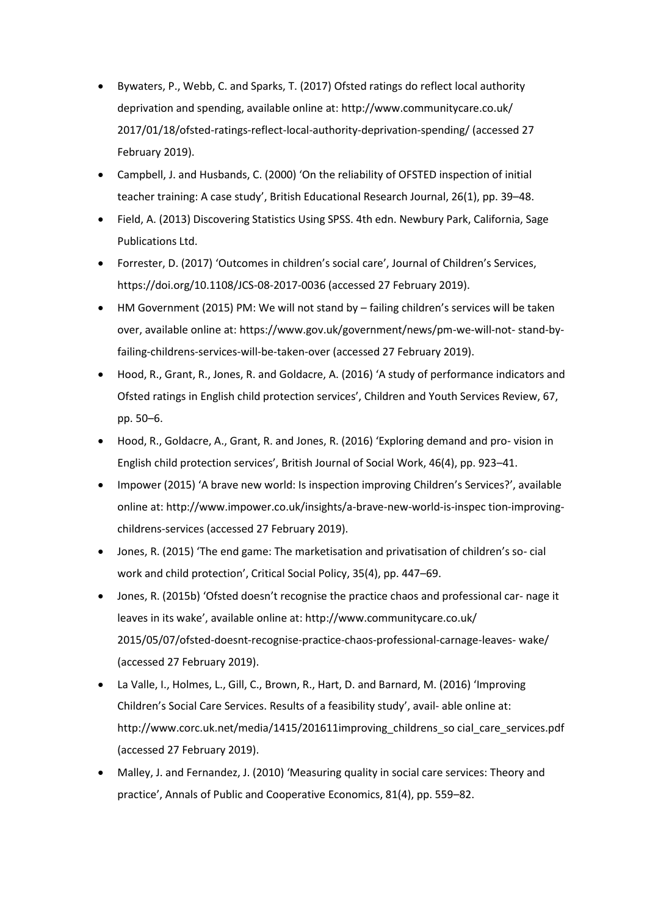- Bywaters, P., Webb, C. and Sparks, T. (2017) Ofsted ratings do reflect local authority deprivation and spending, available online at: http://www.communitycare.co.uk/2017/01/18/ofsted-ratings-reflect-local-authority-deprivation-spending/ (accessed 27 February 2019).
- Campbell, J. and Husbands, C. (2000) 'On the reliability of OFSTED inspection of initial teacher training: A case study', British Educational Research Journal, 26(1), pp. 39–48.
- Field, A. (2013) Discovering Statistics Using SPSS. 4th edn. Newbury Park, California, Sage Publications Ltd.
- Forrester, D. (2017) 'Outcomes in children's social care', Journal of Children's Services, https://doi.org/10.1108/JCS-08-2017-0036 (accessed 27 February 2019).
- HM Government (2015) PM: We will not stand by – failing children's services will be taken over, available online at: https://www.gov.uk/government/news/pm-we-will-not- stand-by-failing-childrens-services-will-be-taken-over (accessed 27 February 2019).
- Hood, R., Grant, R., Jones, R. and Goldacre, A. (2016) 'A study of performance indicators and Ofsted ratings in English child protection services', Children and Youth Services Review, 67, pp. 50–6.
- Hood, R., Goldacre, A., Grant, R. and Jones, R. (2016) 'Exploring demand and pro- vision in English child protection services', British Journal of Social Work, 46(4), pp. 923–41.
- Impower (2015) 'A brave new world: Is inspection improving Children's Services?', available online at: http://www.impower.co.uk/insights/a-brave-new-world-is-inspec tion-improving-childrens-services (accessed 27 February 2019).
- Jones, R. (2015) 'The end game: The marketisation and privatisation of children's so- cial work and child protection', Critical Social Policy, 35(4), pp. 447–69.
- Jones, R. (2015b) 'Ofsted doesn't recognise the practice chaos and professional car- nage it leaves in its wake', available online at: http://www.communitycare.co.uk/2015/05/07/ofsted-doesnt-recognise-practice-chaos-professional-carnage-leaves- wake/ (accessed 27 February 2019).
- La Valle, I., Holmes, L., Gill, C., Brown, R., Hart, D. and Barnard, M. (2016) 'Improving Children's Social Care Services. Results of a feasibility study', avail- able online at: http://www.corc.uk.net/media/1415/201611improving_childrens_so cial_care_services.pdf (accessed 27 February 2019).
- Malley, J. and Fernandez, J. (2010) 'Measuring quality in social care services: Theory and practice', Annals of Public and Cooperative Economics, 81(4), pp. 559–82.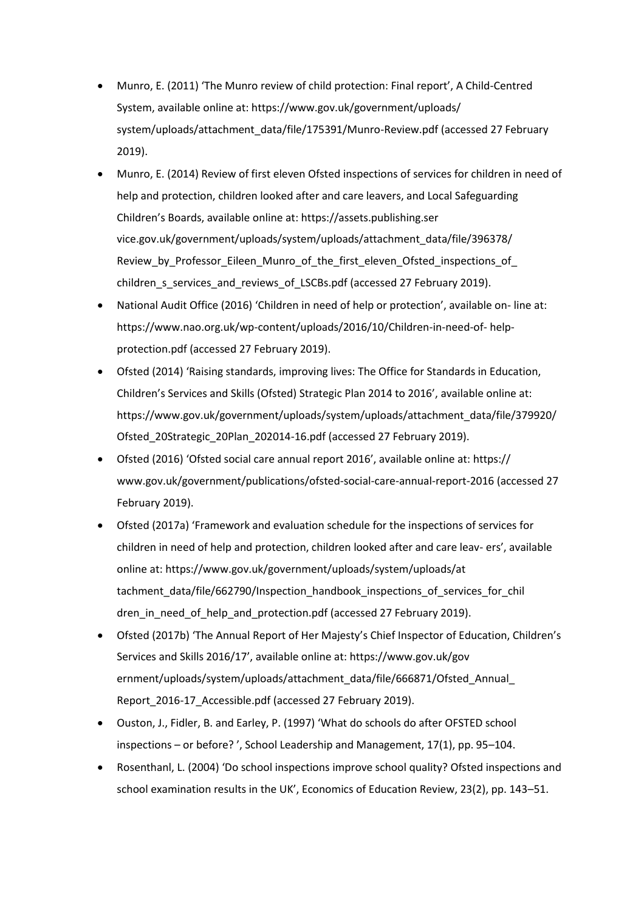- Munro, E. (2011) 'The Munro review of child protection: Final report', A Child-Centred System, available online at: https://www.gov.uk/government/uploads/ system/uploads/attachment_data/file/175391/Munro-Review.pdf (accessed 27 February 2019).
- Munro, E. (2014) Review of first eleven Ofsted inspections of services for children in need of help and protection, children looked after and care leavers, and Local Safeguarding Children's Boards, available online at: https://assets.publishing.ser vice.gov.uk/government/uploads/system/uploads/attachment_data/file/396378/ Review_by_Professor_Eileen_Munro_of_the_first_eleven_Ofsted_inspections_of_ children_s_services_and_reviews_of_LSCBs.pdf (accessed 27 February 2019).
- National Audit Office (2016) 'Children in need of help or protection', available on- line at: https://www.nao.org.uk/wp-content/uploads/2016/10/Children-in-need-of- help-protection.pdf (accessed 27 February 2019).
- Ofsted (2014) 'Raising standards, improving lives: The Office for Standards in Education, Children's Services and Skills (Ofsted) Strategic Plan 2014 to 2016', available online at: https://www.gov.uk/government/uploads/system/uploads/attachment_data/file/379920/ Ofsted_20Strategic_20Plan_202014-16.pdf (accessed 27 February 2019).
- Ofsted (2016) 'Ofsted social care annual report 2016', available online at: https:// www.gov.uk/government/publications/ofsted-social-care-annual-report-2016 (accessed 27 February 2019).
- Ofsted (2017a) 'Framework and evaluation schedule for the inspections of services for children in need of help and protection, children looked after and care leav- ers', available online at: https://www.gov.uk/government/uploads/system/uploads/at tachment_data/file/662790/Inspection_handbook_inspections_of_services_for_chil dren_in_need_of_help_and_protection.pdf (accessed 27 February 2019).
- Ofsted (2017b) 'The Annual Report of Her Majesty's Chief Inspector of Education, Children's Services and Skills 2016/17', available online at: https://www.gov.uk/gov ernment/uploads/system/uploads/attachment_data/file/666871/Ofsted_Annual_ Report_2016-17_Accessible.pdf (accessed 27 February 2019).
- Ouston, J., Fidler, B. and Earley, P. (1997) 'What do schools do after OFSTED school inspections – or before? ', School Leadership and Management, 17(1), pp. 95–104.
- Rosenthanl, L. (2004) 'Do school inspections improve school quality? Ofsted inspections and school examination results in the UK', Economics of Education Review, 23(2), pp. 143–51.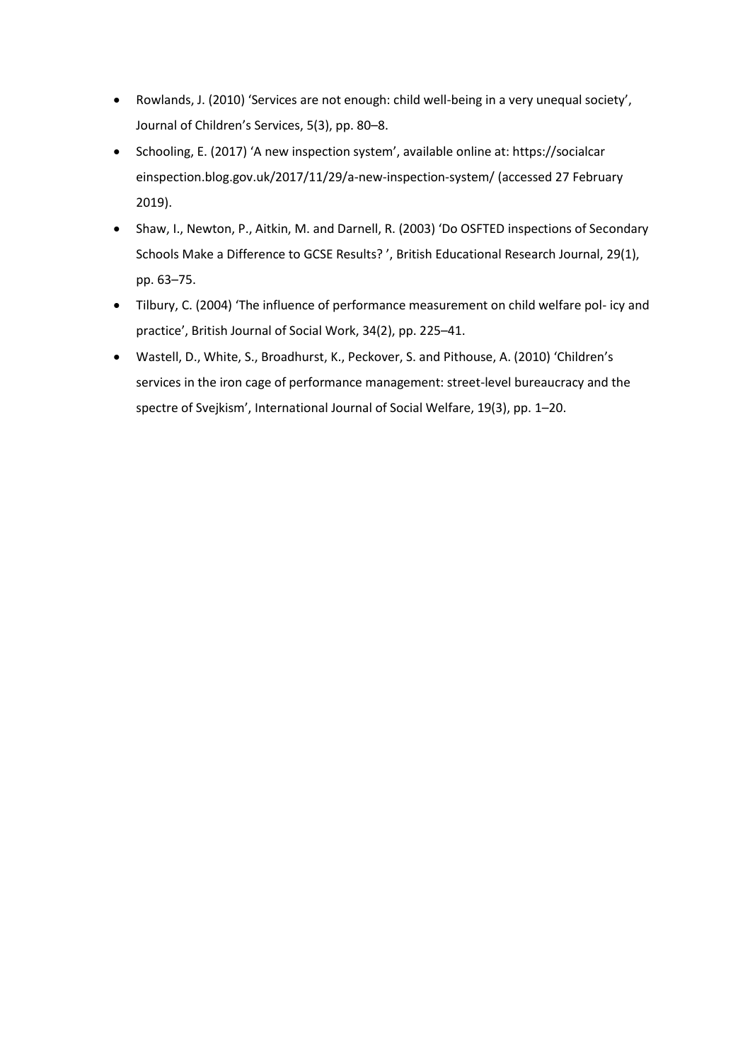- Rowlands, J. (2010) 'Services are not enough: child well-being in a very unequal society', Journal of Children's Services, 5(3), pp. 80–8.
- Schooling, E. (2017) 'A new inspection system', available online at: https://socialcar einspection.blog.gov.uk/2017/11/29/a-new-inspection-system/ (accessed 27 February 2019).
- Shaw, I., Newton, P., Aitkin, M. and Darnell, R. (2003) 'Do OSFTED inspections of Secondary Schools Make a Difference to GCSE Results? ', British Educational Research Journal, 29(1), pp. 63–75.
- Tilbury, C. (2004) 'The influence of performance measurement on child welfare pol- icy and practice', British Journal of Social Work, 34(2), pp. 225–41.
- Wastell, D., White, S., Broadhurst, K., Peckover, S. and Pithouse, A. (2010) 'Children's services in the iron cage of performance management: street-level bureaucracy and the spectre of Svejkism', International Journal of Social Welfare, 19(3), pp. 1–20.